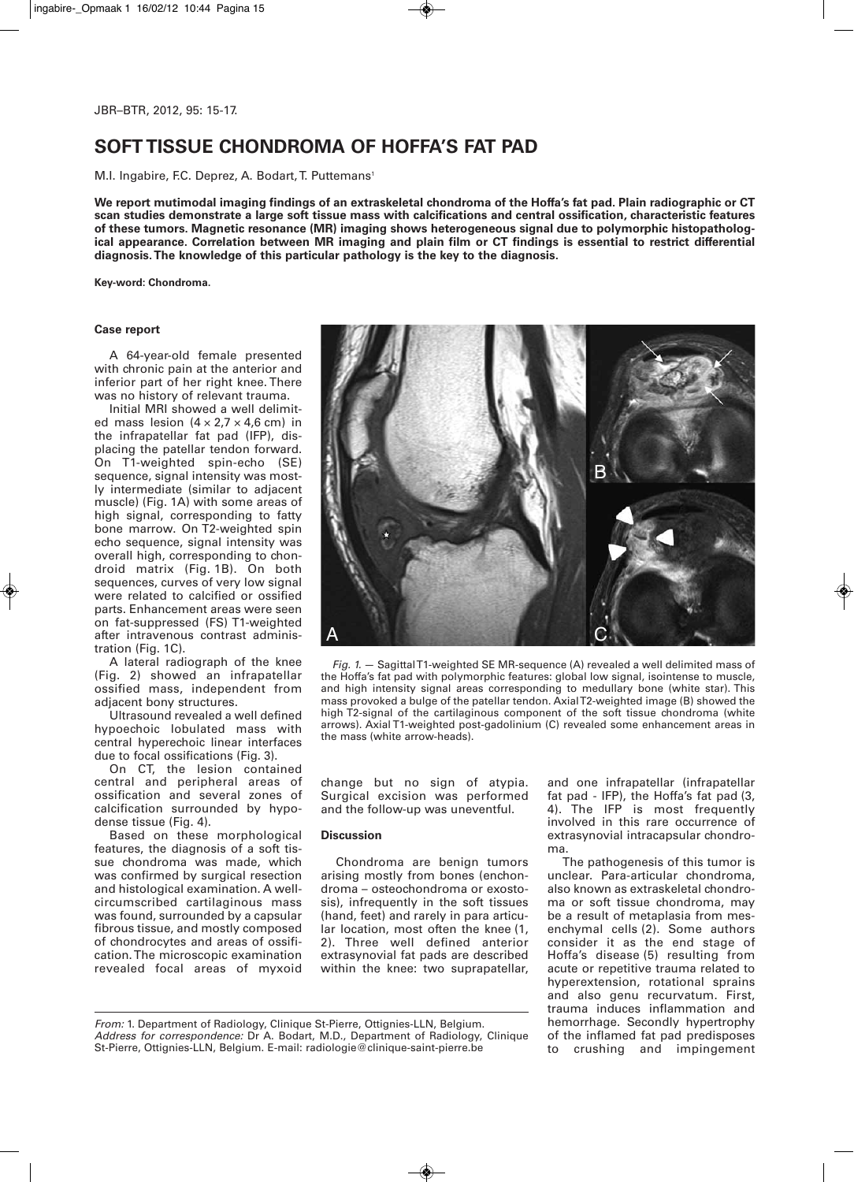# SOFT TISSUE CHONDROMA OF HOFFA'S FAT PAD

M.I. Ingabire, F.C. Deprez, A. Bodart, T. Puttemans[1]

**We report mutimodal imaging findings of an extraskeletal chondroma of the Hoffa's fat pad. Plain radiographic or CT scan studies demonstrate a large soft tissue mass with calcifications and central ossification, characteristic features of these tumors. Magnetic resonance (MR) imaging shows heterogeneous signal due to polymorphic histopathological appearance. Correlation between MR imaging and plain film or CT findings is essential to restrict differential diagnosis. The knowledge of this particular pathology is the key to the diagnosis.**

**Key-word: Chondroma.**

### Case report

A 64-year-old female presented with chronic pain at the anterior and inferior part of her right knee. There was no history of relevant trauma.

Initial MRI showed a well delimited mass lesion ($4 \times 2{,}7 \times 4{,}6$ cm) in the infrapatellar fat pad (IFP), displacing the patellar tendon forward. On T1-weighted spin-echo (SE) sequence, signal intensity was mostly intermediate (similar to adjacent muscle) (Fig. 1A) with some areas of high signal, corresponding to fatty bone marrow. On T2-weighted spin echo sequence, signal intensity was overall high, corresponding to chondroid matrix (Fig. 1B). On both sequences, curves of very low signal were related to calcified or ossified parts. Enhancement areas were seen on fat-suppressed (FS) T1-weighted after intravenous contrast administration (Fig. 1C).

A lateral radiograph of the knee (Fig. 2) showed an infrapatellar ossified mass, independent from adjacent bony structures.

Ultrasound revealed a well defined hypoechoic lobulated mass with central hyperechoic linear interfaces due to focal ossifications (Fig. 3).

On CT, the lesion contained central and peripheral areas of ossification and several zones of calcification surrounded by hypodense tissue (Fig. 4).

Based on these morphological features, the diagnosis of a soft tissue chondroma was made, which was confirmed by surgical resection and histological examination. A well-circumscribed cartilaginous mass was found, surrounded by a capsular fibrous tissue, and mostly composed of chondrocytes and areas of ossification. The microscopic examination revealed focal areas of myxoid change but no sign of atypia. Surgical excision was performed and the follow-up was uneventful.

*Fig. 1.* — Sagittal T1-weighted SE MR-sequence (A) revealed a well delimited mass of the Hoffa's fat pad with polymorphic features: global low signal, isointense to muscle, and high intensity signal areas corresponding to medullary bone (white star). This mass provoked a bulge of the patellar tendon. Axial T2-weighted image (B) showed the high T2-signal of the cartilaginous component of the soft tissue chondroma (white arrows). Axial T1-weighted post-gadolinium (C) revealed some enhancement areas in the mass (white arrow-heads).

### Discussion

Chondroma are benign tumors arising mostly from bones (enchondroma – osteochondroma or exostosis), infrequently in the soft tissues (hand, feet) and rarely in para articular location, most often the knee (1, 2). Three well defined anterior extrasynovial fat pads are described within the knee: two suprapatellar, and one infrapatellar (infrapatellar fat pad - IFP), the Hoffa's fat pad (3, 4). The IFP is most frequently involved in this rare occurrence of extrasynovial intracapsular chondroma.

The pathogenesis of this tumor is unclear. Para-articular chondroma, also known as extraskeletal chondroma or soft tissue chondroma, may be a result of metaplasia from mesenchymal cells (2). Some authors consider it as the end stage of Hoffa's disease (5) resulting from acute or repetitive trauma related to hyperextension, rotational sprains and also genu recurvatum. First, trauma induces inflammation and hemorrhage. Secondly hypertrophy of the inflamed fat pad predisposes to crushing and impingement

*From:* 1. Department of Radiology, Clinique St-Pierre, Ottignies-LLN, Belgium.
*Address for correspondence:* Dr A. Bodart, M.D., Department of Radiology, Clinique St-Pierre, Ottignies-LLN, Belgium. E-mail: radiologie@clinique-saint-pierre.be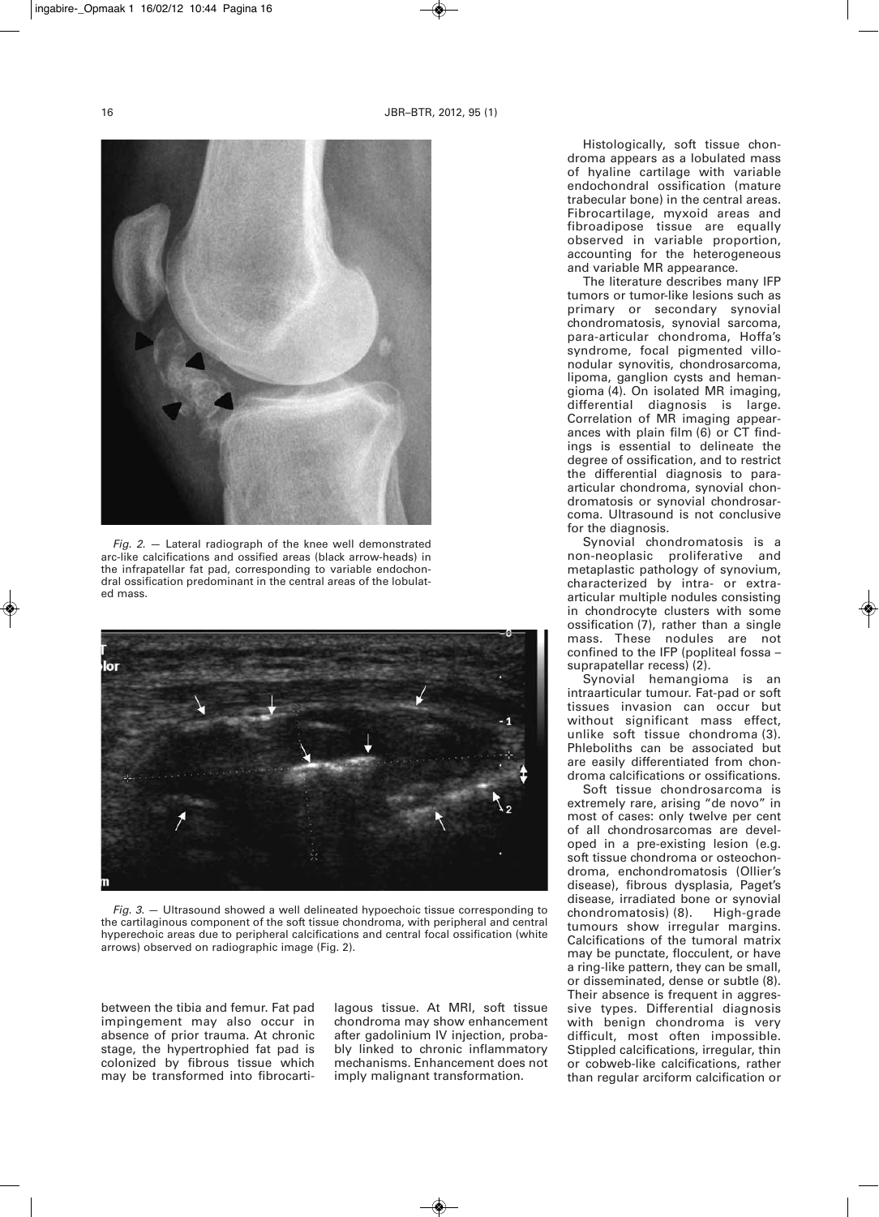Fig. 2. — Lateral radiograph of the knee well demonstrated arc-like calcifications and ossified areas (black arrow-heads) in the infrapatellar fat pad, corresponding to variable endochondral ossification predominant in the central areas of the lobulated mass.

Fig. 3. — Ultrasound showed a well delineated hypoechoic tissue corresponding to the cartilaginous component of the soft tissue chondroma, with peripheral and central hyperechoic areas due to peripheral calcifications and central focal ossification (white arrows) observed on radiographic image (Fig. 2).

between the tibia and femur. Fat pad impingement may also occur in absence of prior trauma. At chronic stage, the hypertrophied fat pad is colonized by fibrous tissue which may be transformed into fibrocartilagous tissue. At MRI, soft tissue chondroma may show enhancement after gadolinium IV injection, probably linked to chronic inflammatory mechanisms. Enhancement does not imply malignant transformation.

Histologically, soft tissue chondroma appears as a lobulated mass of hyaline cartilage with variable endochondral ossification (mature trabecular bone) in the central areas. Fibrocartilage, myxoid areas and fibroadipose tissue are equally observed in variable proportion, accounting for the heterogeneous and variable MR appearance.

The literature describes many IFP tumors or tumor-like lesions such as primary or secondary synovial chondromatosis, synovial sarcoma, para-articular chondroma, Hoffa's syndrome, focal pigmented villonodular synovitis, chondrosarcoma, lipoma, ganglion cysts and hemangioma (4). On isolated MR imaging, differential diagnosis is large. Correlation of MR imaging appearances with plain film (6) or CT findings is essential to delineate the degree of ossification, and to restrict the differential diagnosis to para-articular chondroma, synovial chondromatosis or synovial chondrosarcoma. Ultrasound is not conclusive for the diagnosis.

Synovial chondromatosis is a non-neoplastic proliferative and metaplastic pathology of synovium, characterized by intra- or extra-articular multiple nodules consisting in chondrocyte clusters with some ossification (7), rather than a single mass. These nodules are not confined to the IFP (popliteal fossa – suprapatellar recess) (2).

Synovial hemangioma is an intraarticular tumour. Fat-pad or soft tissues invasion can occur but without significant mass effect, unlike soft tissue chondroma (3). Phleboliths can be associated but are easily differentiated from chondroma calcifications or ossifications.

Soft tissue chondrosarcoma is extremely rare, arising "de novo" in most of cases: only twelve per cent of all chondrosarcomas are developed in a pre-existing lesion (e.g. soft tissue chondroma or osteochondroma, enchondromatosis (Ollier's disease), fibrous dysplasia, Paget's disease, irradiated bone or synovial chondromatosis) (8). High-grade tumours show irregular margins. Calcifications of the tumoral matrix may be punctate, flocculent, or have a ring-like pattern, they can be small, or disseminated, dense or subtle (8). Their absence is frequent in aggressive types. Differential diagnosis with benign chondroma is very difficult, most often impossible. Stippled calcifications, irregular, thin or cobweb-like calcifications, rather than regular arciform calcification or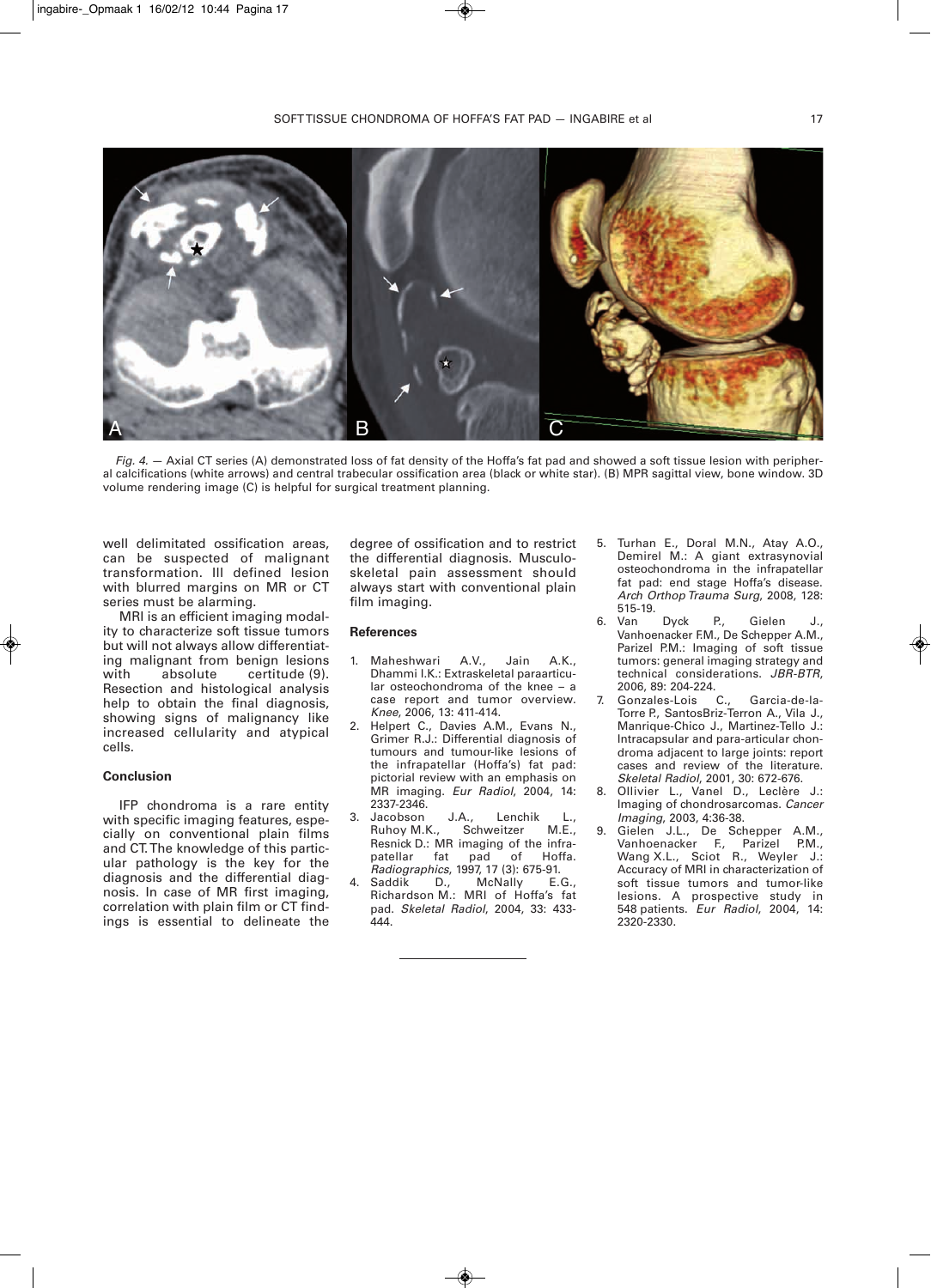*Fig. 4.* — Axial CT series (A) demonstrated loss of fat density of the Hoffa's fat pad and showed a soft tissue lesion with peripheral calcifications (white arrows) and central trabecular ossification area (black or white star). (B) MPR sagittal view, bone window. 3D volume rendering image (C) is helpful for surgical treatment planning.

well delimitated ossification areas, can be suspected of malignant transformation. Ill defined lesion with blurred margins on MR or CT series must be alarming.

MRI is an efficient imaging modality to characterize soft tissue tumors but will not always allow differentiating malignant from benign lesions with absolute certitude (9). Resection and histological analysis help to obtain the final diagnosis, showing signs of malignancy like increased cellularity and atypical cells.

### Conclusion

IFP chondroma is a rare entity with specific imaging features, especially on conventional plain films and CT. The knowledge of this particular pathology is the key for the diagnosis and the differential diagnosis. In case of MR first imaging, correlation with plain film or CT findings is essential to delineate the degree of ossification and to restrict the differential diagnosis. Musculoskeletal pain assessment should always start with conventional plain film imaging.

### References

1. Maheshwari A.V., Jain A.K., Dhammi I.K.: Extraskeletal paraarticular osteochondroma of the knee – a case report and tumor overview. *Knee*, 2006, 13: 411-414.
2. Helpert C., Davies A.M., Evans N., Grimer R.J.: Differential diagnosis of tumours and tumour-like lesions of the infrapatellar (Hoffa's) fat pad: pictorial review with an emphasis on MR imaging. *Eur Radiol*, 2004, 14: 2337-2346.
3. Jacobson J.A., Lenchik L., Ruhoy M.K., Schweitzer M.E., Resnick D.: MR imaging of the infrapatellar fat pad of Hoffa. *Radiographics*, 1997, 17 (3): 675-91.
4. Saddik D., McNally E.G., Richardson M.: MRI of Hoffa's fat pad. *Skeletal Radiol*, 2004, 33: 433-444.
5. Turhan E., Doral M.N., Atay A.O., Demirel M.: A giant extrasynovial osteochondroma in the infrapatellar fat pad: end stage Hoffa's disease. *Arch Orthop Trauma Surg*, 2008, 128: 515-19.
6. Van Dyck P., Gielen J., Vanhoenacker F.M., De Schepper A.M., Parizel P.M.: Imaging of soft tissue tumors: general imaging strategy and technical considerations. *JBR-BTR*, 2006, 89: 204-224.
7. Gonzales-Lois C., Garcia-de-la-Torre P., SantosBriz-Terron A., Vila J., Manrique-Chico J., Martinez-Tello J.: Intracapsular and para-articular chondroma adjacent to large joints: report cases and review of the literature. *Skeletal Radiol*, 2001, 30: 672-676.
8. Ollivier L., Vanel D., Leclère J.: Imaging of chondrosarcomas. *Cancer Imaging*, 2003, 4:36-38.
9. Gielen J.L., De Schepper A.M., Vanhoenacker F., Parizel P.M., Wang X.L., Sciot R., Weyler J.: Accuracy of MRI in characterization of soft tissue tumors and tumor-like lesions. A prospective study in 548 patients. *Eur Radiol*, 2004, 14: 2320-2330.